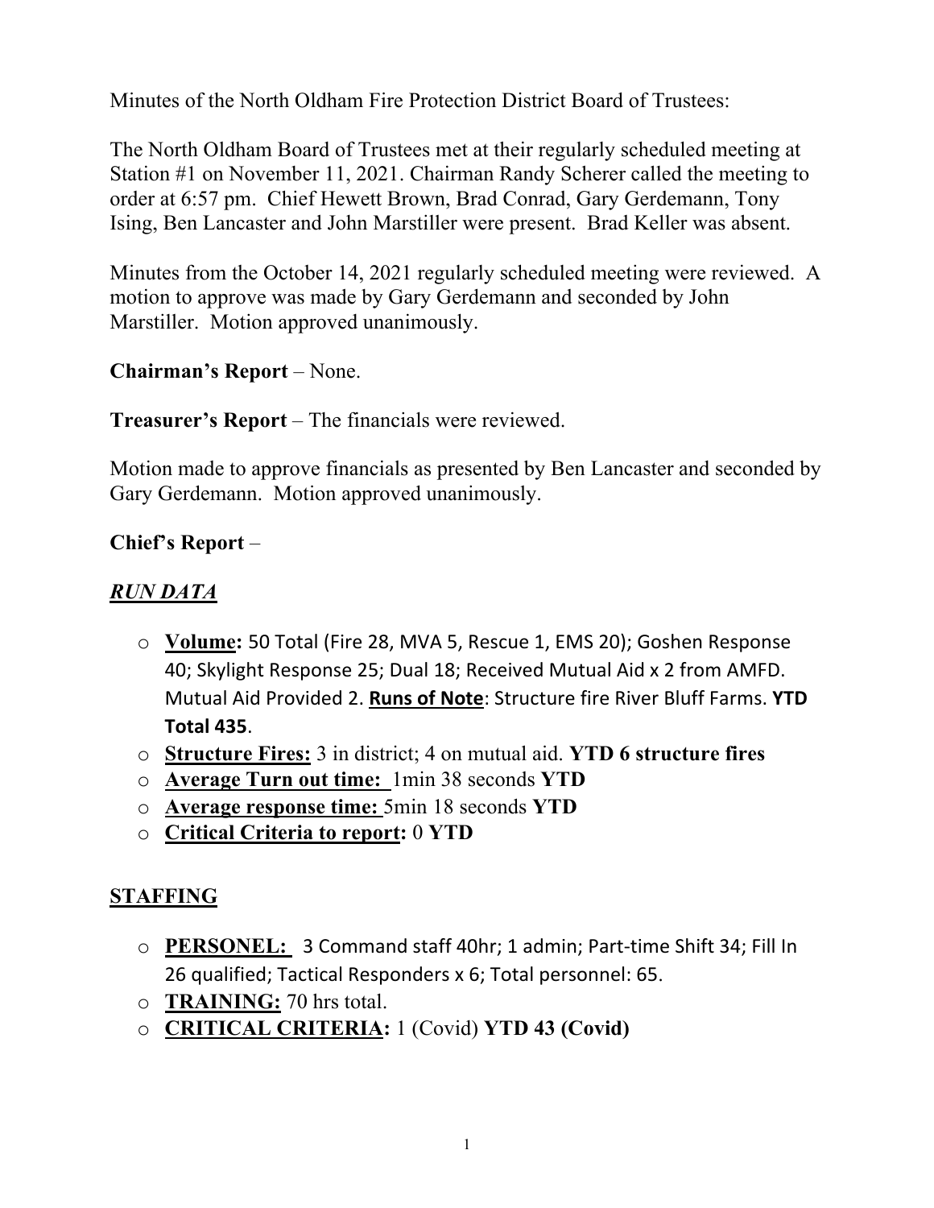Minutes of the North Oldham Fire Protection District Board of Trustees:

The North Oldham Board of Trustees met at their regularly scheduled meeting at Station #1 on November 11, 2021. Chairman Randy Scherer called the meeting to order at 6:57 pm. Chief Hewett Brown, Brad Conrad, Gary Gerdemann, Tony Ising, Ben Lancaster and John Marstiller were present. Brad Keller was absent.

Minutes from the October 14, 2021 regularly scheduled meeting were reviewed. A motion to approve was made by Gary Gerdemann and seconded by John Marstiller. Motion approved unanimously.

**Chairman's Report** – None.

**Treasurer's Report** – The financials were reviewed.

Motion made to approve financials as presented by Ben Lancaster and seconded by Gary Gerdemann. Motion approved unanimously.

**Chief's Report** –

***RUN DATA***

- **Volume:** 50 Total (Fire 28, MVA 5, Rescue 1, EMS 20); Goshen Response 40; Skylight Response 25; Dual 18; Received Mutual Aid x 2 from AMFD. Mutual Aid Provided 2. **Runs of Note**: Structure fire River Bluff Farms. **YTD Total 435**.
- **Structure Fires:** 3 in district; 4 on mutual aid. **YTD 6 structure fires**
- **Average Turn out time:** 1min 38 seconds **YTD**
- **Average response time:** 5min 18 seconds **YTD**
- **Critical Criteria to report:** 0 **YTD**

**STAFFING**

- **PERSONEL:** 3 Command staff 40hr; 1 admin; Part-time Shift 34; Fill In 26 qualified; Tactical Responders x 6; Total personnel: 65.
- **TRAINING:** 70 hrs total.
- **CRITICAL CRITERIA:** 1 (Covid) **YTD 43 (Covid)**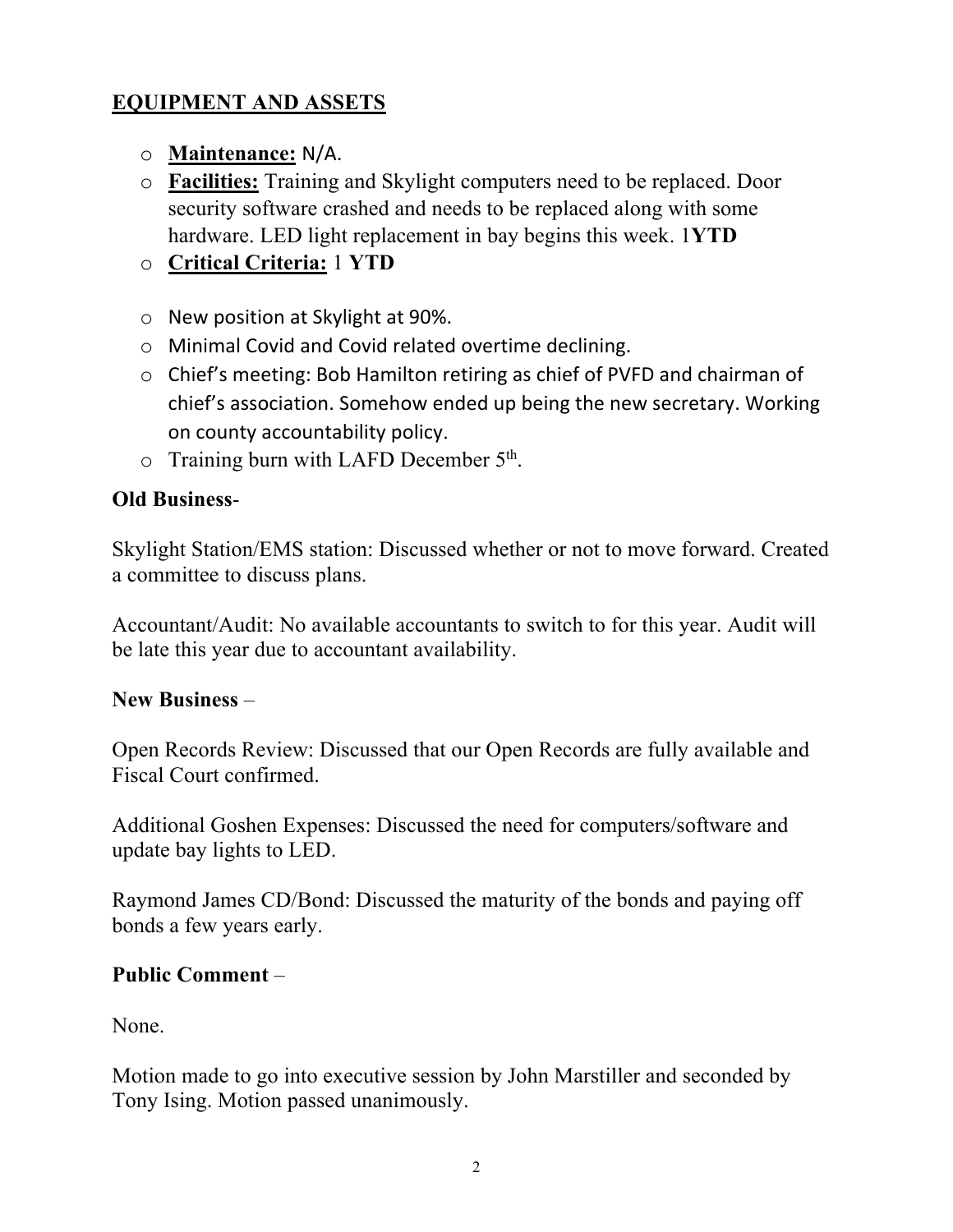## EQUIPMENT AND ASSETS

- **Maintenance:** N/A.
- **Facilities:** Training and Skylight computers need to be replaced. Door security software crashed and needs to be replaced along with some hardware. LED light replacement in bay begins this week. 1**YTD**
- **Critical Criteria:** 1 **YTD**

- New position at Skylight at 90%.
- Minimal Covid and Covid related overtime declining.
- Chief's meeting: Bob Hamilton retiring as chief of PVFD and chairman of chief's association. Somehow ended up being the new secretary. Working on county accountability policy.
- Training burn with LAFD December 5th.

**Old Business**-

Skylight Station/EMS station: Discussed whether or not to move forward. Created a committee to discuss plans.

Accountant/Audit: No available accountants to switch to for this year. Audit will be late this year due to accountant availability.

**New Business** –

Open Records Review: Discussed that our Open Records are fully available and Fiscal Court confirmed.

Additional Goshen Expenses: Discussed the need for computers/software and update bay lights to LED.

Raymond James CD/Bond: Discussed the maturity of the bonds and paying off bonds a few years early.

**Public Comment** –

None.

Motion made to go into executive session by John Marstiller and seconded by Tony Ising. Motion passed unanimously.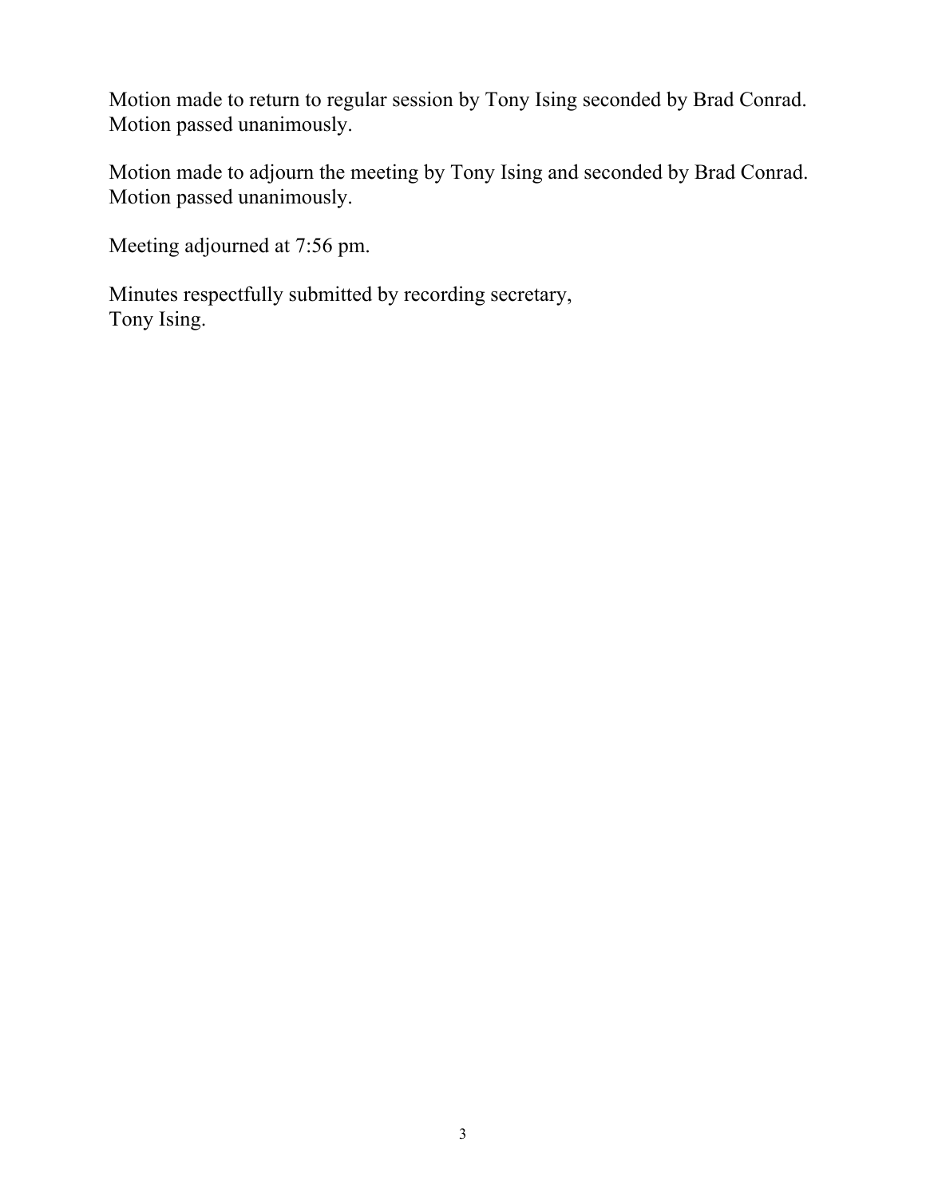Motion made to return to regular session by Tony Ising seconded by Brad Conrad.
Motion passed unanimously.

Motion made to adjourn the meeting by Tony Ising and seconded by Brad Conrad.
Motion passed unanimously.

Meeting adjourned at 7:56 pm.

Minutes respectfully submitted by recording secretary,
Tony Ising.